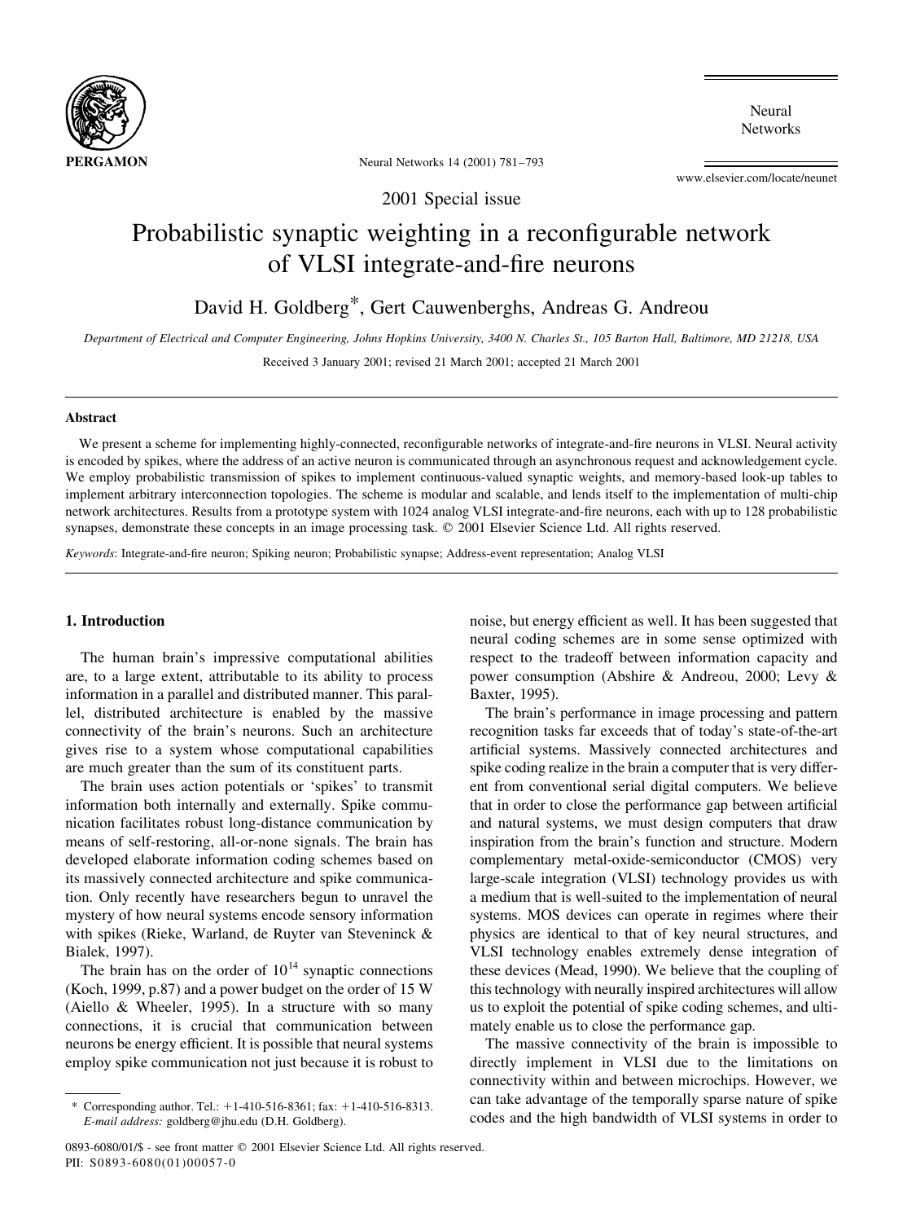2001 Special issue

# Probabilistic synaptic weighting in a reconfigurable network of VLSI integrate-and-fire neurons

David H. Goldberg*, Gert Cauwenberghs, Andreas G. Andreou

*Department of Electrical and Computer Engineering, Johns Hopkins University, 3400 N. Charles St., 105 Barton Hall, Baltimore, MD 21218, USA*

Received 3 January 2001; revised 21 March 2001; accepted 21 March 2001

## Abstract

We present a scheme for implementing highly-connected, reconfigurable networks of integrate-and-fire neurons in VLSI. Neural activity is encoded by spikes, where the address of an active neuron is communicated through an asynchronous request and acknowledgement cycle. We employ probabilistic transmission of spikes to implement continuous-valued synaptic weights, and memory-based look-up tables to implement arbitrary interconnection topologies. The scheme is modular and scalable, and lends itself to the implementation of multi-chip network architectures. Results from a prototype system with 1024 analog VLSI integrate-and-fire neurons, each with up to 128 probabilistic synapses, demonstrate these concepts in an image processing task. © 2001 Elsevier Science Ltd. All rights reserved.

*Keywords*: Integrate-and-fire neuron; Spiking neuron; Probabilistic synapse; Address-event representation; Analog VLSI

## 1. Introduction

The human brain's impressive computational abilities are, to a large extent, attributable to its ability to process information in a parallel and distributed manner. This parallel, distributed architecture is enabled by the massive connectivity of the brain's neurons. Such an architecture gives rise to a system whose computational capabilities are much greater than the sum of its constituent parts.

The brain uses action potentials or 'spikes' to transmit information both internally and externally. Spike communication facilitates robust long-distance communication by means of self-restoring, all-or-none signals. The brain has developed elaborate information coding schemes based on its massively connected architecture and spike communication. Only recently have researchers begun to unravel the mystery of how neural systems encode sensory information with spikes (Rieke, Warland, de Ruyter van Steveninck & Bialek, 1997).

The brain has on the order of $10^{14}$ synaptic connections (Koch, 1999, p.87) and a power budget on the order of 15 W (Aiello & Wheeler, 1995). In a structure with so many connections, it is crucial that communication between neurons be energy efficient. It is possible that neural systems employ spike communication not just because it is robust to noise, but energy efficient as well. It has been suggested that neural coding schemes are in some sense optimized with respect to the tradeoff between information capacity and power consumption (Abshire & Andreou, 2000; Levy & Baxter, 1995).

The brain's performance in image processing and pattern recognition tasks far exceeds that of today's state-of-the-art artificial systems. Massively connected architectures and spike coding realize in the brain a computer that is very different from conventional serial digital computers. We believe that in order to close the performance gap between artificial and natural systems, we must design computers that draw inspiration from the brain's function and structure. Modern complementary metal-oxide-semiconductor (CMOS) very large-scale integration (VLSI) technology provides us with a medium that is well-suited to the implementation of neural systems. MOS devices can operate in regimes where their physics are identical to that of key neural structures, and VLSI technology enables extremely dense integration of these devices (Mead, 1990). We believe that the coupling of this technology with neurally inspired architectures will allow us to exploit the potential of spike coding schemes, and ultimately enable us to close the performance gap.

The massive connectivity of the brain is impossible to directly implement in VLSI due to the limitations on connectivity within and between microchips. However, we can take advantage of the temporally sparse nature of spike codes and the high bandwidth of VLSI systems in order to

* Corresponding author. Tel.: +1-410-516-8361; fax: +1-410-516-8313. *E-mail address:* goldberg@jhu.edu (D.H. Goldberg).

0893-6080/01/$ - see front matter © 2001 Elsevier Science Ltd. All rights reserved.
PII: S0893-6080(01)00057-0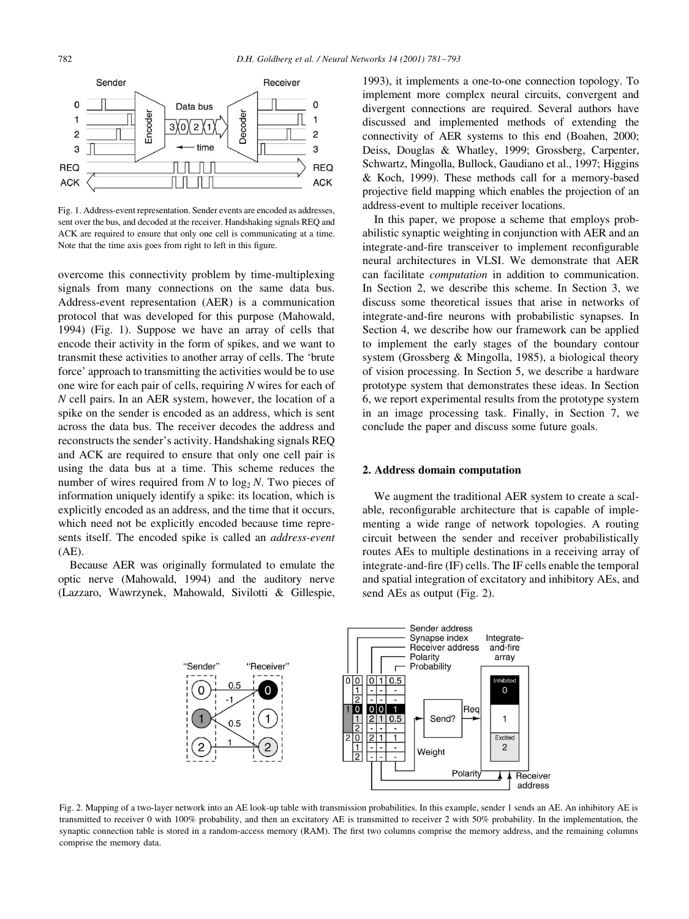Fig. 1. Address-event representation. Sender events are encoded as addresses, sent over the bus, and decoded at the receiver. Handshaking signals REQ and ACK are required to ensure that only one cell is communicating at a time. Note that the time axis goes from right to left in this figure.

overcome this connectivity problem by time-multiplexing signals from many connections on the same data bus. Address-event representation (AER) is a communication protocol that was developed for this purpose (Mahowald, 1994) (Fig. 1). Suppose we have an array of cells that encode their activity in the form of spikes, and we want to transmit these activities to another array of cells. The 'brute force' approach to transmitting the activities would be to use one wire for each pair of cells, requiring $N$ wires for each of $N$ cell pairs. In an AER system, however, the location of a spike on the sender is encoded as an address, which is sent across the data bus. The receiver decodes the address and reconstructs the sender's activity. Handshaking signals REQ and ACK are required to ensure that only one cell pair is using the data bus at a time. This scheme reduces the number of wires required from $N$ to $\log_2 N$. Two pieces of information uniquely identify a spike: its location, which is explicitly encoded as an address, and the time that it occurs, which need not be explicitly encoded because time represents itself. The encoded spike is called an *address-event* (AE).

Because AER was originally formulated to emulate the optic nerve (Mahowald, 1994) and the auditory nerve (Lazzaro, Wawrzynek, Mahowald, Sivilotti & Gillespie, 1993), it implements a one-to-one connection topology. To implement more complex neural circuits, convergent and divergent connections are required. Several authors have discussed and implemented methods of extending the connectivity of AER systems to this end (Boahen, 2000; Deiss, Douglas & Whatley, 1999; Grossberg, Carpenter, Schwartz, Mingolla, Bullock, Gaudiano et al., 1997; Higgins & Koch, 1999). These methods call for a memory-based projective field mapping which enables the projection of an address-event to multiple receiver locations.

In this paper, we propose a scheme that employs probabilistic synaptic weighting in conjunction with AER and an integrate-and-fire transceiver to implement reconfigurable neural architectures in VLSI. We demonstrate that AER can facilitate *computation* in addition to communication. In Section 2, we describe this scheme. In Section 3, we discuss some theoretical issues that arise in networks of integrate-and-fire neurons with probabilistic synapses. In Section 4, we describe how our framework can be applied to implement the early stages of the boundary contour system (Grossberg & Mingolla, 1985), a biological theory of vision processing. In Section 5, we describe a hardware prototype system that demonstrates these ideas. In Section 6, we report experimental results from the prototype system in an image processing task. Finally, in Section 7, we conclude the paper and discuss some future goals.

## 2. Address domain computation

We augment the traditional AER system to create a scalable, reconfigurable architecture that is capable of implementing a wide range of network topologies. A routing circuit between the sender and receiver probabilistically routes AEs to multiple destinations in a receiving array of integrate-and-fire (IF) cells. The IF cells enable the temporal and spatial integration of excitatory and inhibitory AEs, and send AEs as output (Fig. 2).

Fig. 2. Mapping of a two-layer network into an AE look-up table with transmission probabilities. In this example, sender 1 sends an AE. An inhibitory AE is transmitted to receiver 0 with 100% probability, and then an excitatory AE is transmitted to receiver 2 with 50% probability. In the implementation, the synaptic connection table is stored in a random-access memory (RAM). The first two columns comprise the memory address, and the remaining columns comprise the memory data.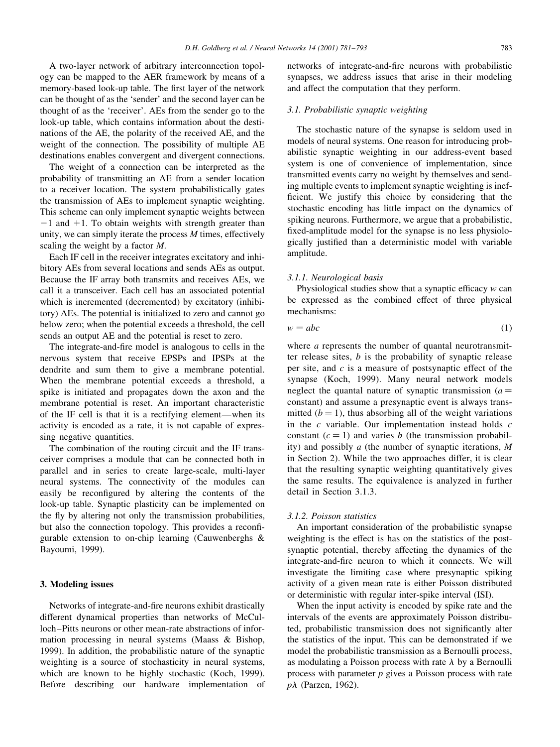A two-layer network of arbitrary interconnection topology can be mapped to the AER framework by means of a memory-based look-up table. The first layer of the network can be thought of as the 'sender' and the second layer can be thought of as the 'receiver'. AEs from the sender go to the look-up table, which contains information about the destinations of the AE, the polarity of the received AE, and the weight of the connection. The possibility of multiple AE destinations enables convergent and divergent connections.

The weight of a connection can be interpreted as the probability of transmitting an AE from a sender location to a receiver location. The system probabilistically gates the transmission of AEs to implement synaptic weighting. This scheme can only implement synaptic weights between $-1$ and $+1$. To obtain weights with strength greater than unity, we can simply iterate the process $M$ times, effectively scaling the weight by a factor $M$.

Each IF cell in the receiver integrates excitatory and inhibitory AEs from several locations and sends AEs as output. Because the IF array both transmits and receives AEs, we call it a transceiver. Each cell has an associated potential which is incremented (decremented) by excitatory (inhibitory) AEs. The potential is initialized to zero and cannot go below zero; when the potential exceeds a threshold, the cell sends an output AE and the potential is reset to zero.

The integrate-and-fire model is analogous to cells in the nervous system that receive EPSPs and IPSPs at the dendrite and sum them to give a membrane potential. When the membrane potential exceeds a threshold, a spike is initiated and propagates down the axon and the membrane potential is reset. An important characteristic of the IF cell is that it is a rectifying element—when its activity is encoded as a rate, it is not capable of expressing negative quantities.

The combination of the routing circuit and the IF transceiver comprises a module that can be connected both in parallel and in series to create large-scale, multi-layer neural systems. The connectivity of the modules can easily be reconfigured by altering the contents of the look-up table. Synaptic plasticity can be implemented on the fly by altering not only the transmission probabilities, but also the connection topology. This provides a reconfigurable extension to on-chip learning (Cauwenberghs & Bayoumi, 1999).

## 3. Modeling issues

Networks of integrate-and-fire neurons exhibit drastically different dynamical properties than networks of McCulloch–Pitts neurons or other mean-rate abstractions of information processing in neural systems (Maass & Bishop, 1999). In addition, the probabilistic nature of the synaptic weighting is a source of stochasticity in neural systems, which are known to be highly stochastic (Koch, 1999). Before describing our hardware implementation of networks of integrate-and-fire neurons with probabilistic synapses, we address issues that arise in their modeling and affect the computation that they perform.

### 3.1. Probabilistic synaptic weighting

The stochastic nature of the synapse is seldom used in models of neural systems. One reason for introducing probabilistic synaptic weighting in our address-event based system is one of convenience of implementation, since transmitted events carry no weight by themselves and sending multiple events to implement synaptic weighting is inefficient. We justify this choice by considering that the stochastic encoding has little impact on the dynamics of spiking neurons. Furthermore, we argue that a probabilistic, fixed-amplitude model for the synapse is no less physiologically justified than a deterministic model with variable amplitude.

#### 3.1.1. Neurological basis

Physiological studies show that a synaptic efficacy $w$ can be expressed as the combined effect of three physical mechanisms:

$$w = abc \tag{1}$$

where $a$ represents the number of quantal neurotransmitter release sites, $b$ is the probability of synaptic release per site, and $c$ is a measure of postsynaptic effect of the synapse (Koch, 1999). Many neural network models neglect the quantal nature of synaptic transmission ($a =$ constant) and assume a presynaptic event is always transmitted ($b = 1$), thus absorbing all of the weight variations in the $c$ variable. Our implementation instead holds $c$ constant ($c = 1$) and varies $b$ (the transmission probability) and possibly $a$ (the number of synaptic iterations, $M$ in Section 2). While the two approaches differ, it is clear that the resulting synaptic weighting quantitatively gives the same results. The equivalence is analyzed in further detail in Section 3.1.3.

#### 3.1.2. Poisson statistics

An important consideration of the probabilistic synapse weighting is the effect is has on the statistics of the postsynaptic potential, thereby affecting the dynamics of the integrate-and-fire neuron to which it connects. We will investigate the limiting case where presynaptic spiking activity of a given mean rate is either Poisson distributed or deterministic with regular inter-spike interval (ISI).

When the input activity is encoded by spike rate and the intervals of the events are approximately Poisson distributed, probabilistic transmission does not significantly alter the statistics of the input. This can be demonstrated if we model the probabilistic transmission as a Bernoulli process, as modulating a Poisson process with rate $\lambda$ by a Bernoulli process with parameter $p$ gives a Poisson process with rate $p\lambda$ (Parzen, 1962).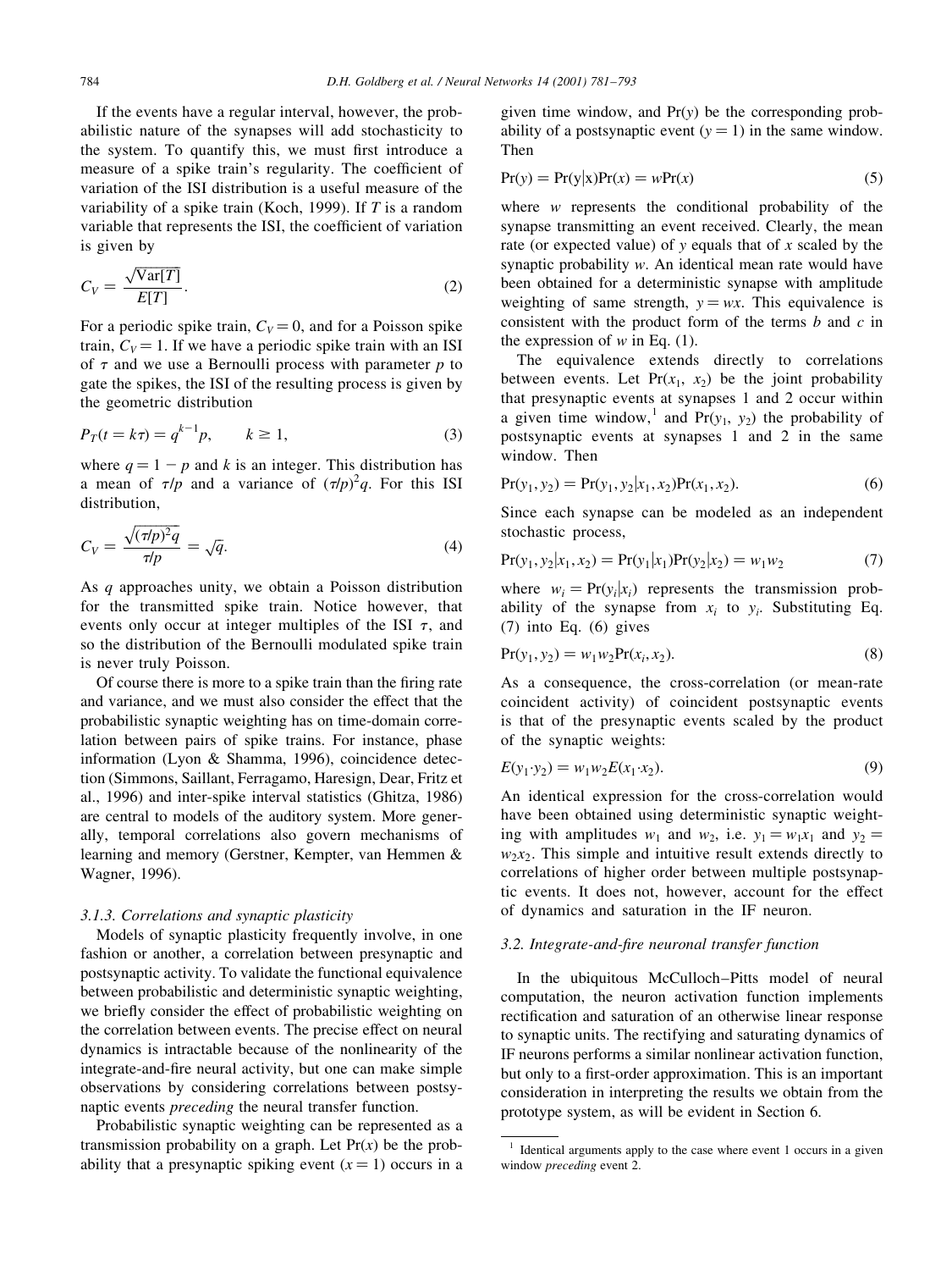If the events have a regular interval, however, the probabilistic nature of the synapses will add stochasticity to the system. To quantify this, we must first introduce a measure of a spike train's regularity. The coefficient of variation of the ISI distribution is a useful measure of the variability of a spike train (Koch, 1999). If $T$ is a random variable that represents the ISI, the coefficient of variation is given by

$$C_V = \frac{\sqrt{\mathrm{Var}[T]}}{E[T]}. \tag{2}$$

For a periodic spike train, $C_V = 0$, and for a Poisson spike train, $C_V = 1$. If we have a periodic spike train with an ISI of $\tau$ and we use a Bernoulli process with parameter $p$ to gate the spikes, the ISI of the resulting process is given by the geometric distribution

$$P_T(t = k\tau) = q^{k-1}p, \qquad k \geq 1, \tag{3}$$

where $q = 1 - p$ and $k$ is an integer. This distribution has a mean of $\tau/p$ and a variance of $(\tau/p)^2 q$. For this ISI distribution,

$$C_V = \frac{\sqrt{(\tau/p)^2 q}}{\tau/p} = \sqrt{q}. \tag{4}$$

As $q$ approaches unity, we obtain a Poisson distribution for the transmitted spike train. Notice however, that events only occur at integer multiples of the ISI $\tau$, and so the distribution of the Bernoulli modulated spike train is never truly Poisson.

Of course there is more to a spike train than the firing rate and variance, and we must also consider the effect that the probabilistic synaptic weighting has on time-domain correlation between pairs of spike trains. For instance, phase information (Lyon & Shamma, 1996), coincidence detection (Simmons, Saillant, Ferragamo, Haresign, Dear, Fritz et al., 1996) and inter-spike interval statistics (Ghitza, 1986) are central to models of the auditory system. More generally, temporal correlations also govern mechanisms of learning and memory (Gerstner, Kempter, van Hemmen & Wagner, 1996).

### 3.1.3. Correlations and synaptic plasticity

Models of synaptic plasticity frequently involve, in one fashion or another, a correlation between presynaptic and postsynaptic activity. To validate the functional equivalence between probabilistic and deterministic synaptic weighting, we briefly consider the effect of probabilistic weighting on the correlation between events. The precise effect on neural dynamics is intractable because of the nonlinearity of the integrate-and-fire neural activity, but one can make simple observations by considering correlations between postsynaptic events *preceding* the neural transfer function.

Probabilistic synaptic weighting can be represented as a transmission probability on a graph. Let $\Pr(x)$ be the probability that a presynaptic spiking event ($x = 1$) occurs in a given time window, and $\Pr(y)$ be the corresponding probability of a postsynaptic event ($y = 1$) in the same window. Then

$$\Pr(y) = \Pr(y|x)\Pr(x) = w\Pr(x) \tag{5}$$

where $w$ represents the conditional probability of the synapse transmitting an event received. Clearly, the mean rate (or expected value) of $y$ equals that of $x$ scaled by the synaptic probability $w$. An identical mean rate would have been obtained for a deterministic synapse with amplitude weighting of same strength, $y = wx$. This equivalence is consistent with the product form of the terms $b$ and $c$ in the expression of $w$ in Eq. (1).

The equivalence extends directly to correlations between events. Let $\Pr(x_1, x_2)$ be the joint probability that presynaptic events at synapses 1 and 2 occur within a given time window,[1] and $\Pr(y_1, y_2)$ the probability of postsynaptic events at synapses 1 and 2 in the same window. Then

$$\Pr(y_1, y_2) = \Pr(y_1, y_2|x_1, x_2)\Pr(x_1, x_2). \tag{6}$$

Since each synapse can be modeled as an independent stochastic process,

$$\Pr(y_1, y_2|x_1, x_2) = \Pr(y_1|x_1)\Pr(y_2|x_2) = w_1 w_2 \tag{7}$$

where $w_i = \Pr(y_i|x_i)$ represents the transmission probability of the synapse from $x_i$ to $y_i$. Substituting Eq. (7) into Eq. (6) gives

$$\Pr(y_1, y_2) = w_1 w_2 \Pr(x_i, x_2). \tag{8}$$

As a consequence, the cross-correlation (or mean-rate coincident activity) of coincident postsynaptic events is that of the presynaptic events scaled by the product of the synaptic weights:

$$E(y_1 \cdot y_2) = w_1 w_2 E(x_1 \cdot x_2). \tag{9}$$

An identical expression for the cross-correlation would have been obtained using deterministic synaptic weighting with amplitudes $w_1$ and $w_2$, i.e. $y_1 = w_1 x_1$ and $y_2 = w_2 x_2$. This simple and intuitive result extends directly to correlations of higher order between multiple postsynaptic events. It does not, however, account for the effect of dynamics and saturation in the IF neuron.

## 3.2. Integrate-and-fire neuronal transfer function

In the ubiquitous McCulloch–Pitts model of neural computation, the neuron activation function implements rectification and saturation of an otherwise linear response to synaptic units. The rectifying and saturating dynamics of IF neurons performs a similar nonlinear activation function, but only to a first-order approximation. This is an important consideration in interpreting the results we obtain from the prototype system, as will be evident in Section 6.

[1] Identical arguments apply to the case where event 1 occurs in a given window *preceding* event 2.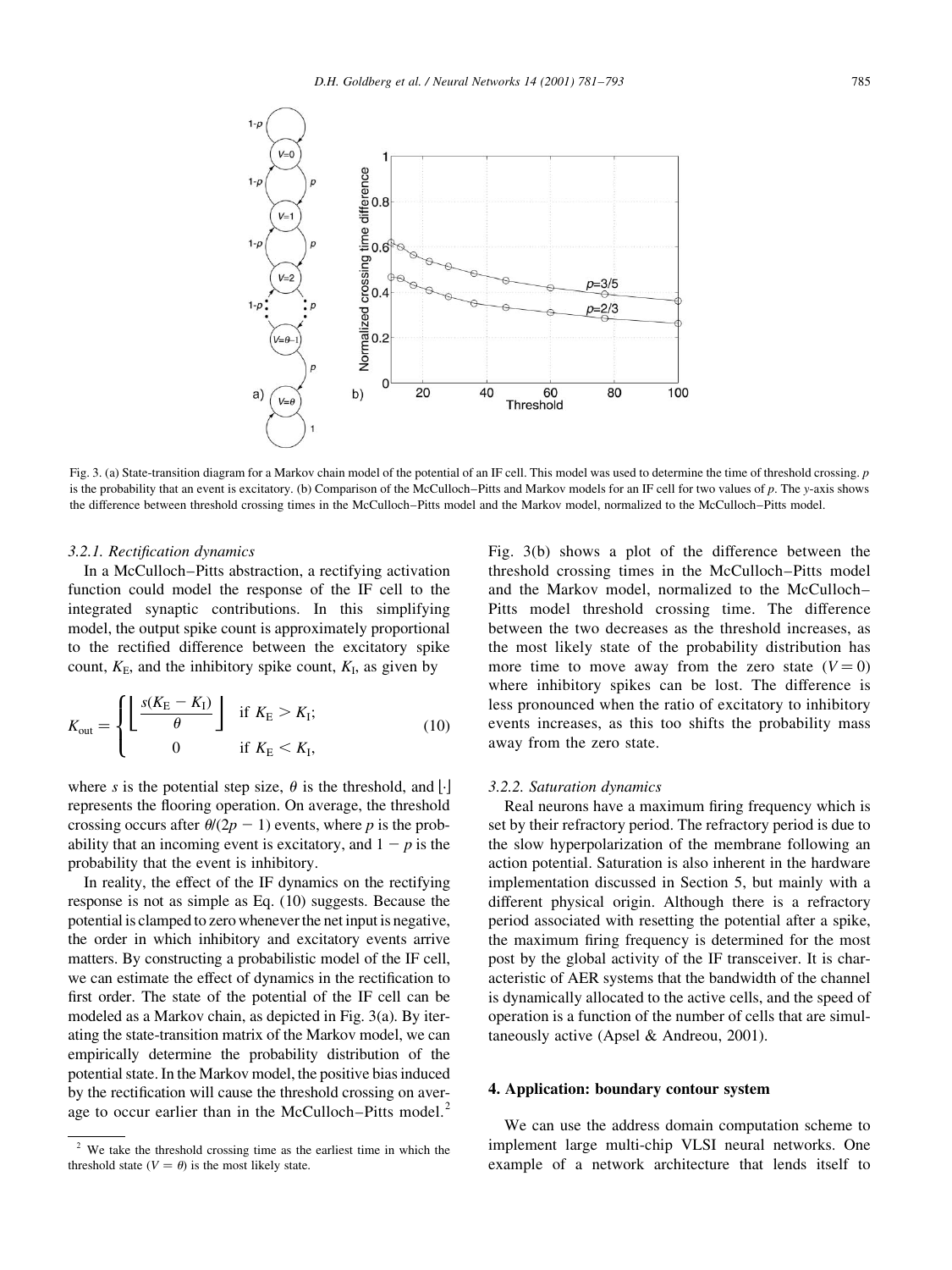Fig. 3. (a) State-transition diagram for a Markov chain model of the potential of an IF cell. This model was used to determine the time of threshold crossing. $p$ is the probability that an event is excitatory. (b) Comparison of the McCulloch–Pitts and Markov models for an IF cell for two values of $p$. The $y$-axis shows the difference between threshold crossing times in the McCulloch–Pitts model and the Markov model, normalized to the McCulloch–Pitts model.

### 3.2.1. Rectification dynamics

In a McCulloch–Pitts abstraction, a rectifying activation function could model the response of the IF cell to the integrated synaptic contributions. In this simplifying model, the output spike count is approximately proportional to the rectified difference between the excitatory spike count, $K_E$, and the inhibitory spike count, $K_I$, as given by

$$K_{\text{out}} = \begin{cases} \left\lfloor \dfrac{s(K_E - K_I)}{\theta} \right\rfloor & \text{if } K_E > K_I; \\ 0 & \text{if } K_E < K_I, \end{cases} \tag{10}$$

where $s$ is the potential step size, $\theta$ is the threshold, and $\lfloor \cdot \rfloor$ represents the flooring operation. On average, the threshold crossing occurs after $\theta/(2p - 1)$ events, where $p$ is the probability that an incoming event is excitatory, and $1 - p$ is the probability that the event is inhibitory.

In reality, the effect of the IF dynamics on the rectifying response is not as simple as Eq. (10) suggests. Because the potential is clamped to zero whenever the net input is negative, the order in which inhibitory and excitatory events arrive matters. By constructing a probabilistic model of the IF cell, we can estimate the effect of dynamics in the rectification to first order. The state of the potential of the IF cell can be modeled as a Markov chain, as depicted in Fig. 3(a). By iterating the state-transition matrix of the Markov model, we can empirically determine the probability distribution of the potential state. In the Markov model, the positive bias induced by the rectification will cause the threshold crossing on average to occur earlier than in the McCulloch–Pitts model.[2]

Fig. 3(b) shows a plot of the difference between the threshold crossing times in the McCulloch–Pitts model and the Markov model, normalized to the McCulloch–Pitts model threshold crossing time. The difference between the two decreases as the threshold increases, as the most likely state of the probability distribution has more time to move away from the zero state ($V = 0$) where inhibitory spikes can be lost. The difference is less pronounced when the ratio of excitatory to inhibitory events increases, as this too shifts the probability mass away from the zero state.

### 3.2.2. Saturation dynamics

Real neurons have a maximum firing frequency which is set by their refractory period. The refractory period is due to the slow hyperpolarization of the membrane following an action potential. Saturation is also inherent in the hardware implementation discussed in Section 5, but mainly with a different physical origin. Although there is a refractory period associated with resetting the potential after a spike, the maximum firing frequency is determined for the most post by the global activity of the IF transceiver. It is characteristic of AER systems that the bandwidth of the channel is dynamically allocated to the active cells, and the speed of operation is a function of the number of cells that are simultaneously active (Apsel & Andreou, 2001).

## 4. Application: boundary contour system

We can use the address domain computation scheme to implement large multi-chip VLSI neural networks. One example of a network architecture that lends itself to

[2] We take the threshold crossing time as the earliest time in which the threshold state ($V = \theta$) is the most likely state.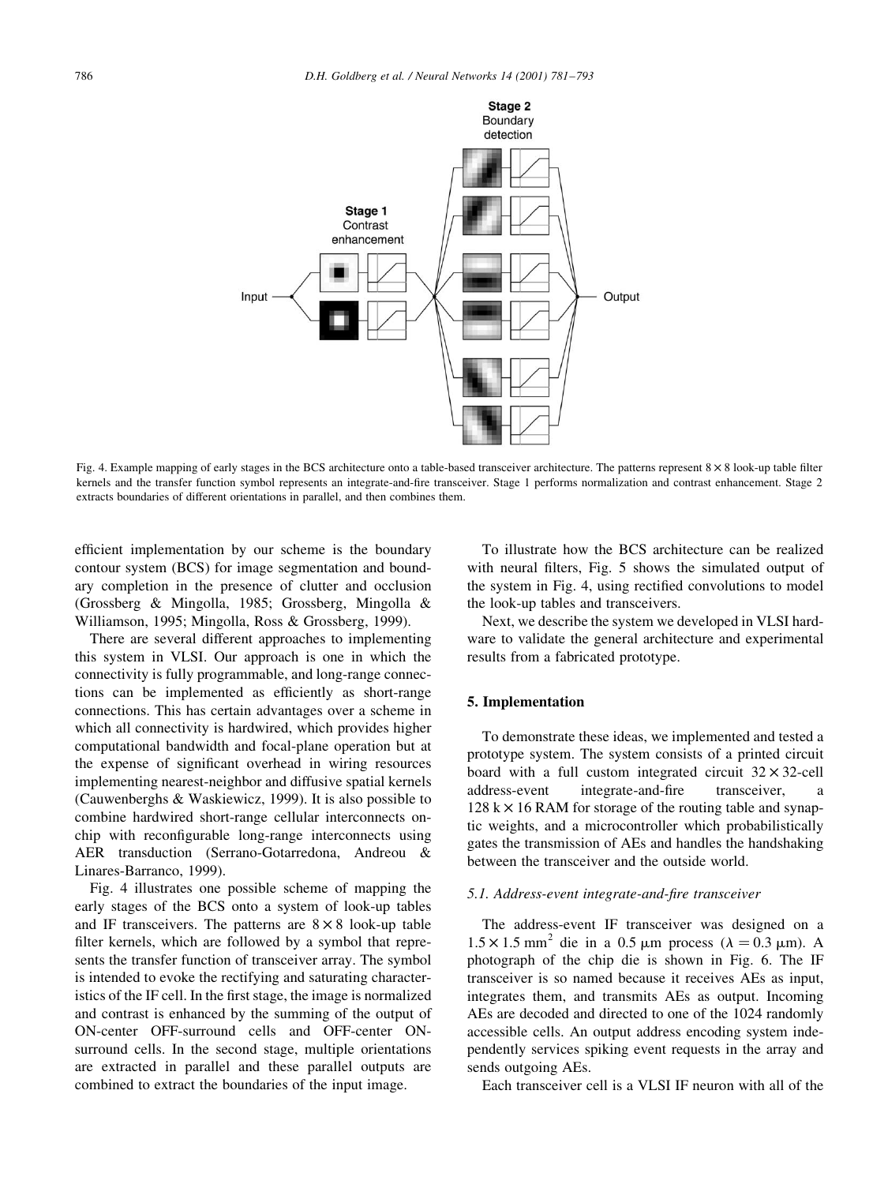Fig. 4. Example mapping of early stages in the BCS architecture onto a table-based transceiver architecture. The patterns represent $8 \times 8$ look-up table filter kernels and the transfer function symbol represents an integrate-and-fire transceiver. Stage 1 performs normalization and contrast enhancement. Stage 2 extracts boundaries of different orientations in parallel, and then combines them.

efficient implementation by our scheme is the boundary contour system (BCS) for image segmentation and boundary completion in the presence of clutter and occlusion (Grossberg & Mingolla, 1985; Grossberg, Mingolla & Williamson, 1995; Mingolla, Ross & Grossberg, 1999).

There are several different approaches to implementing this system in VLSI. Our approach is one in which the connectivity is fully programmable, and long-range connections can be implemented as efficiently as short-range connections. This has certain advantages over a scheme in which all connectivity is hardwired, which provides higher computational bandwidth and focal-plane operation but at the expense of significant overhead in wiring resources implementing nearest-neighbor and diffusive spatial kernels (Cauwenberghs & Waskiewicz, 1999). It is also possible to combine hardwired short-range cellular interconnects on-chip with reconfigurable long-range interconnects using AER transduction (Serrano-Gotarredona, Andreou & Linares-Barranco, 1999).

Fig. 4 illustrates one possible scheme of mapping the early stages of the BCS onto a system of look-up tables and IF transceivers. The patterns are $8 \times 8$ look-up table filter kernels, which are followed by a symbol that represents the transfer function of transceiver array. The symbol is intended to evoke the rectifying and saturating characteristics of the IF cell. In the first stage, the image is normalized and contrast is enhanced by the summing of the output of ON-center OFF-surround cells and OFF-center ON-surround cells. In the second stage, multiple orientations are extracted in parallel and these parallel outputs are combined to extract the boundaries of the input image.

To illustrate how the BCS architecture can be realized with neural filters, Fig. 5 shows the simulated output of the system in Fig. 4, using rectified convolutions to model the look-up tables and transceivers.

Next, we describe the system we developed in VLSI hardware to validate the general architecture and experimental results from a fabricated prototype.

## 5. Implementation

To demonstrate these ideas, we implemented and tested a prototype system. The system consists of a printed circuit board with a full custom integrated circuit $32 \times 32$-cell address-event integrate-and-fire transceiver, a $128\text{ k} \times 16$ RAM for storage of the routing table and synaptic weights, and a microcontroller which probabilistically gates the transmission of AEs and handles the handshaking between the transceiver and the outside world.

### 5.1. Address-event integrate-and-fire transceiver

The address-event IF transceiver was designed on a $1.5 \times 1.5\text{ mm}^2$ die in a $0.5\ \mu\text{m}$ process ($\lambda = 0.3\ \mu\text{m}$). A photograph of the chip die is shown in Fig. 6. The IF transceiver is so named because it receives AEs as input, integrates them, and transmits AEs as output. Incoming AEs are decoded and directed to one of the 1024 randomly accessible cells. An output address encoding system independently services spiking event requests in the array and sends outgoing AEs.

Each transceiver cell is a VLSI IF neuron with all of the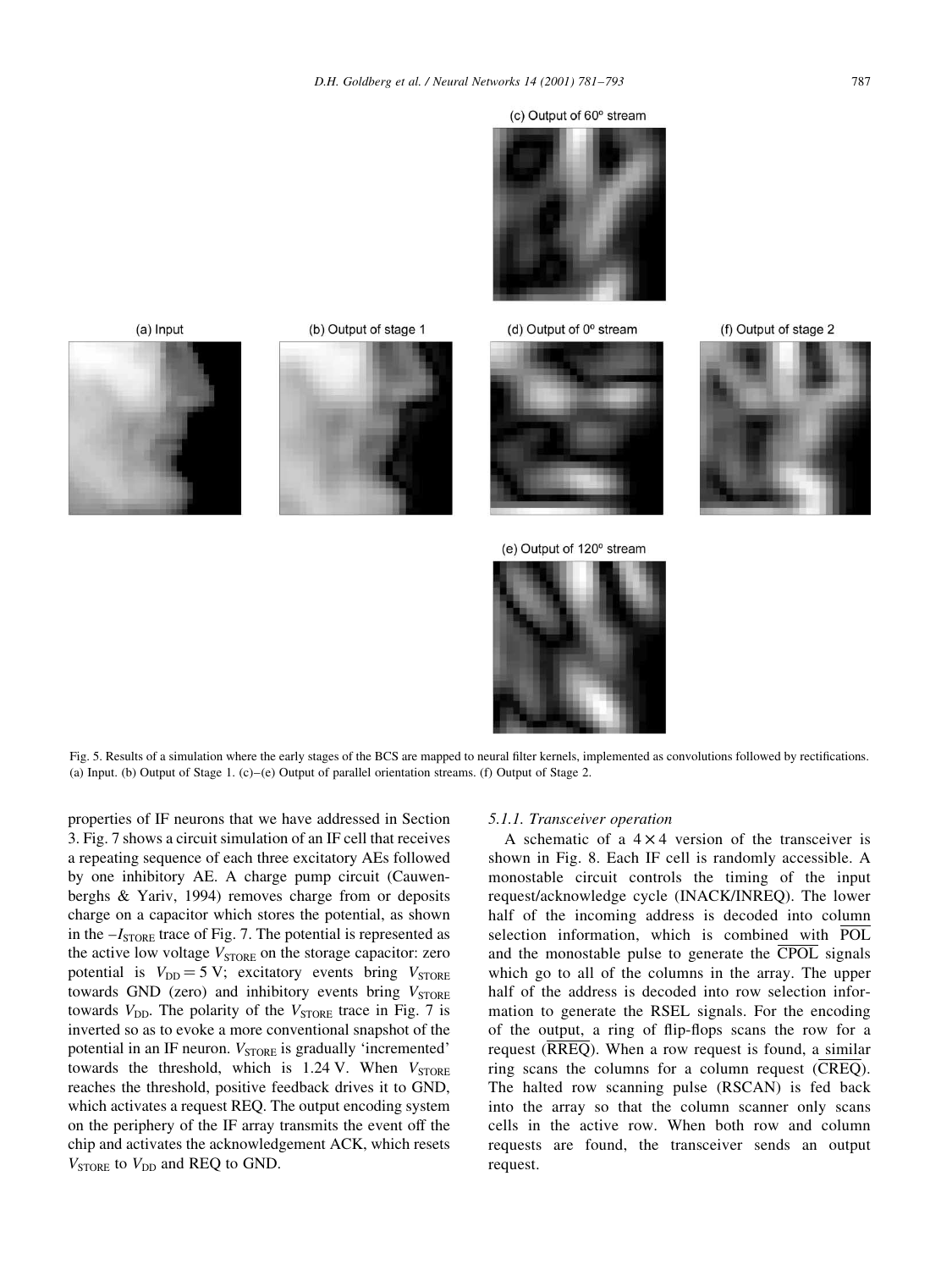(c) Output of 60º stream

(a) Input

(b) Output of stage 1

(d) Output of 0º stream

(f) Output of stage 2

(e) Output of 120º stream

Fig. 5. Results of a simulation where the early stages of the BCS are mapped to neural filter kernels, implemented as convolutions followed by rectifications. (a) Input. (b) Output of Stage 1. (c)–(e) Output of parallel orientation streams. (f) Output of Stage 2.

properties of IF neurons that we have addressed in Section 3. Fig. 7 shows a circuit simulation of an IF cell that receives a repeating sequence of each three excitatory AEs followed by one inhibitory AE. A charge pump circuit (Cauwenberghs & Yariv, 1994) removes charge from or deposits charge on a capacitor which stores the potential, as shown in the $-I_{\mathrm{STORE}}$ trace of Fig. 7. The potential is represented as the active low voltage $V_{\mathrm{STORE}}$ on the storage capacitor: zero potential is $V_{\mathrm{DD}} = 5$ V; excitatory events bring $V_{\mathrm{STORE}}$ towards GND (zero) and inhibitory events bring $V_{\mathrm{STORE}}$ towards $V_{\mathrm{DD}}$. The polarity of the $V_{\mathrm{STORE}}$ trace in Fig. 7 is inverted so as to evoke a more conventional snapshot of the potential in an IF neuron. $V_{\mathrm{STORE}}$ is gradually 'incremented' towards the threshold, which is 1.24 V. When $V_{\mathrm{STORE}}$ reaches the threshold, positive feedback drives it to GND, which activates a request REQ. The output encoding system on the periphery of the IF array transmits the event off the chip and activates the acknowledgement ACK, which resets $V_{\mathrm{STORE}}$ to $V_{\mathrm{DD}}$ and REQ to GND.

#### 5.1.1. Transceiver operation

A schematic of a $4 \times 4$ version of the transceiver is shown in Fig. 8. Each IF cell is randomly accessible. A monostable circuit controls the timing of the input request/acknowledge cycle (INACK/INREQ). The lower half of the incoming address is decoded into column selection information, which is combined with $\overline{\mathrm{POL}}$ and the monostable pulse to generate the $\overline{\mathrm{CPOL}}$ signals which go to all of the columns in the array. The upper half of the address is decoded into row selection information to generate the RSEL signals. For the encoding of the output, a ring of flip-flops scans the row for a request ($\overline{\mathrm{RREQ}}$). When a row request is found, a similar ring scans the columns for a column request ($\overline{\mathrm{CREQ}}$). The halted row scanning pulse (RSCAN) is fed back into the array so that the column scanner only scans cells in the active row. When both row and column requests are found, the transceiver sends an output request.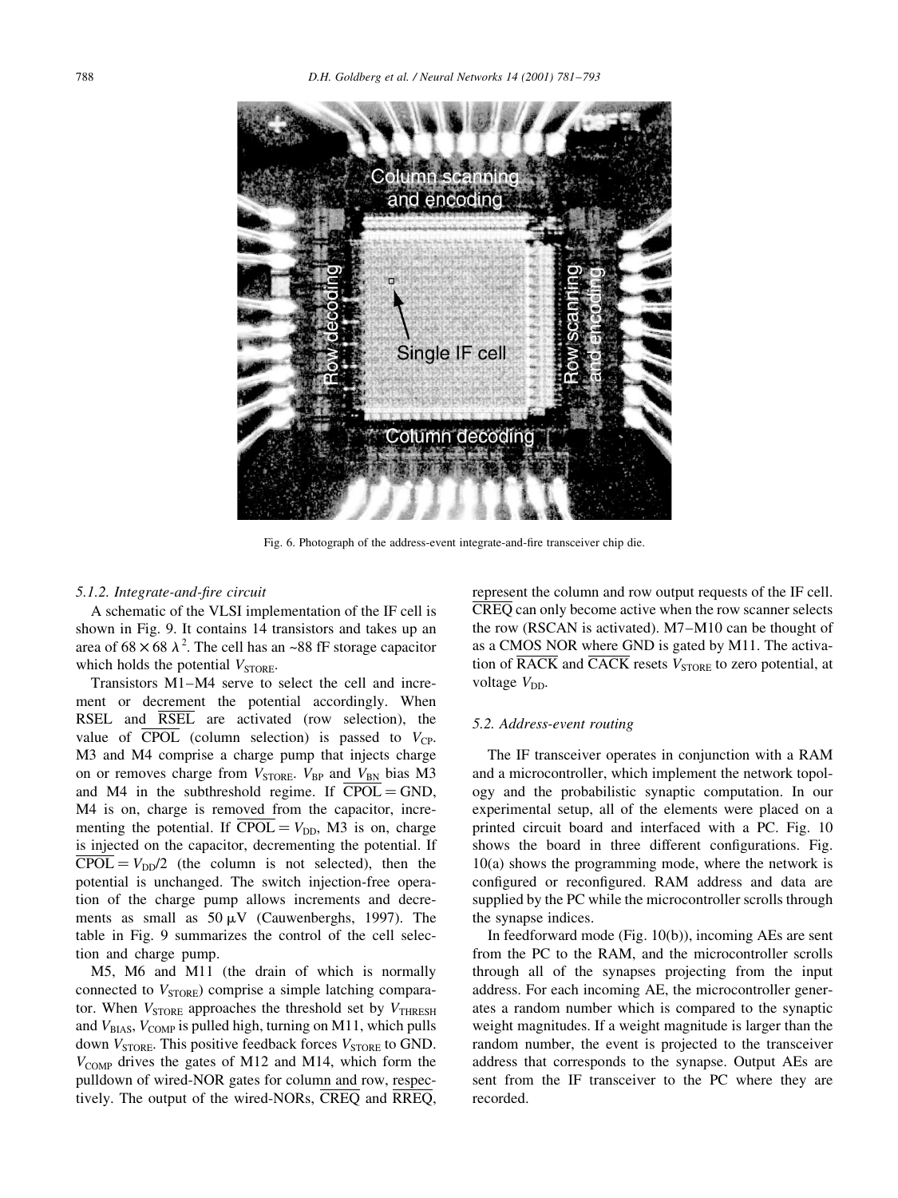Fig. 6. Photograph of the address-event integrate-and-fire transceiver chip die.

### 5.1.2. Integrate-and-fire circuit

A schematic of the VLSI implementation of the IF cell is shown in Fig. 9. It contains 14 transistors and takes up an area of $68 \times 68\ \lambda^2$. The cell has an ~88 fF storage capacitor which holds the potential $V_{STORE}$.

Transistors M1–M4 serve to select the cell and increment or decrement the potential accordingly. When RSEL and $\overline{RSEL}$ are activated (row selection), the value of $\overline{CPOL}$ (column selection) is passed to $V_{CP}$. M3 and M4 comprise a charge pump that injects charge on or removes charge from $V_{STORE}$. $V_{BP}$ and $V_{BN}$ bias M3 and M4 in the subthreshold regime. If $\overline{CPOL} = GND$, M4 is on, charge is removed from the capacitor, incrementing the potential. If $\overline{CPOL} = V_{DD}$, M3 is on, charge is injected on the capacitor, decrementing the potential. If $\overline{CPOL} = V_{DD}/2$ (the column is not selected), then the potential is unchanged. The switch injection-free operation of the charge pump allows increments and decrements as small as $50\ \mu V$ (Cauwenberghs, 1997). The table in Fig. 9 summarizes the control of the cell selection and charge pump.

M5, M6 and M11 (the drain of which is normally connected to $V_{STORE}$) comprise a simple latching comparator. When $V_{STORE}$ approaches the threshold set by $V_{THRESH}$ and $V_{BIAS}$, $V_{COMP}$ is pulled high, turning on M11, which pulls down $V_{STORE}$. This positive feedback forces $V_{STORE}$ to GND. $V_{COMP}$ drives the gates of M12 and M14, which form the pulldown of wired-NOR gates for column and row, respectively. The output of the wired-NORs, $\overline{CREQ}$ and $\overline{RREQ}$, represent the column and row output requests of the IF cell. $\overline{CREQ}$ can only become active when the row scanner selects the row (RSCAN is activated). M7–M10 can be thought of as a CMOS NOR where GND is gated by M11. The activation of $\overline{RACK}$ and $\overline{CACK}$ resets $V_{STORE}$ to zero potential, at voltage $V_{DD}$.

## 5.2. Address-event routing

The IF transceiver operates in conjunction with a RAM and a microcontroller, which implement the network topology and the probabilistic synaptic computation. In our experimental setup, all of the elements were placed on a printed circuit board and interfaced with a PC. Fig. 10 shows the board in three different configurations. Fig. 10(a) shows the programming mode, where the network is configured or reconfigured. RAM address and data are supplied by the PC while the microcontroller scrolls through the synapse indices.

In feedforward mode (Fig. 10(b)), incoming AEs are sent from the PC to the RAM, and the microcontroller scrolls through all of the synapses projecting from the input address. For each incoming AE, the microcontroller generates a random number which is compared to the synaptic weight magnitudes. If a weight magnitude is larger than the random number, the event is projected to the transceiver address that corresponds to the synapse. Output AEs are sent from the IF transceiver to the PC where they are recorded.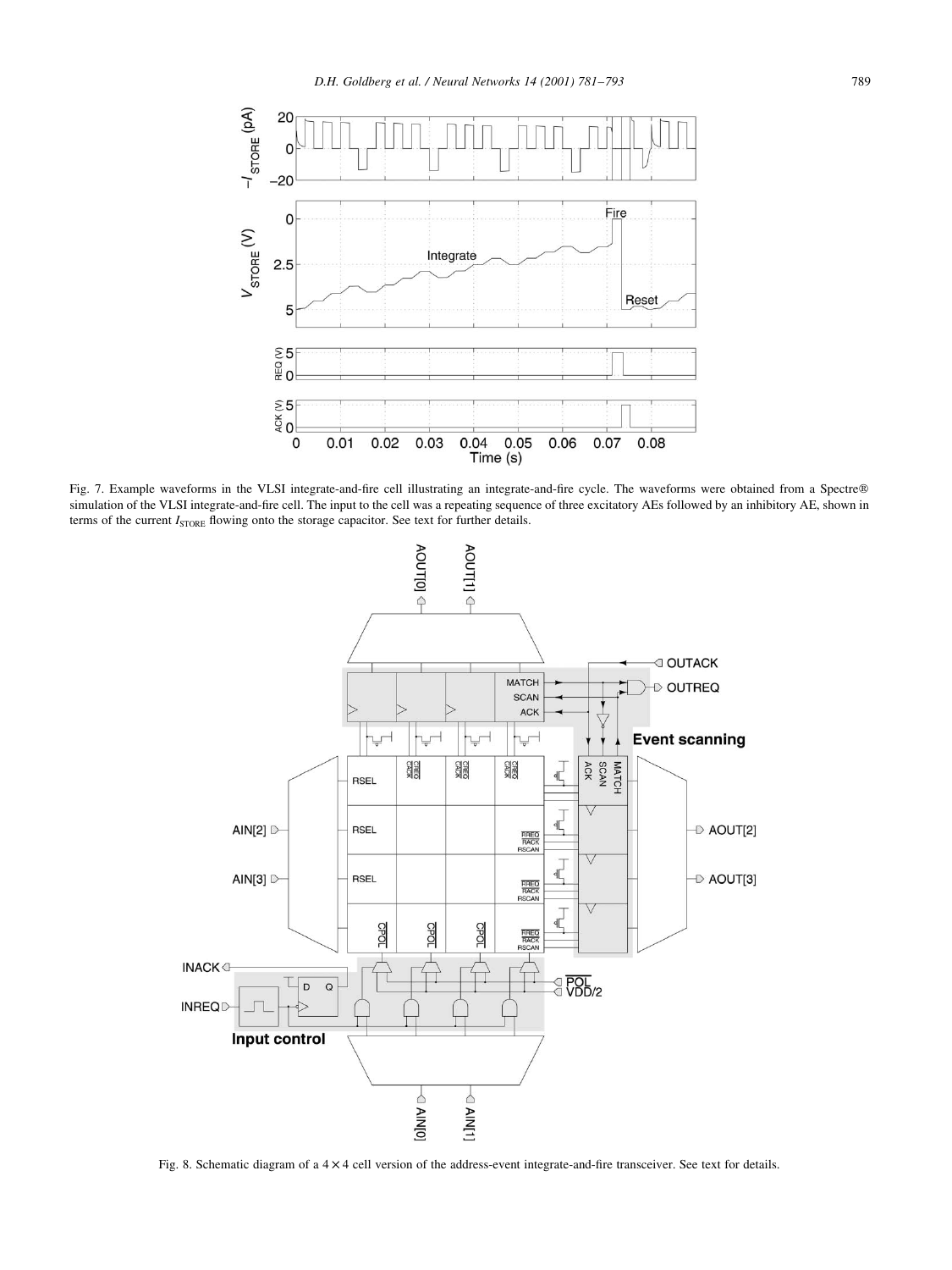Fig. 7. Example waveforms in the VLSI integrate-and-fire cell illustrating an integrate-and-fire cycle. The waveforms were obtained from a Spectre® simulation of the VLSI integrate-and-fire cell. The input to the cell was a repeating sequence of three excitatory AEs followed by an inhibitory AE, shown in terms of the current $I_{STORE}$ flowing onto the storage capacitor. See text for further details.

Fig. 8. Schematic diagram of a $4 \times 4$ cell version of the address-event integrate-and-fire transceiver. See text for details.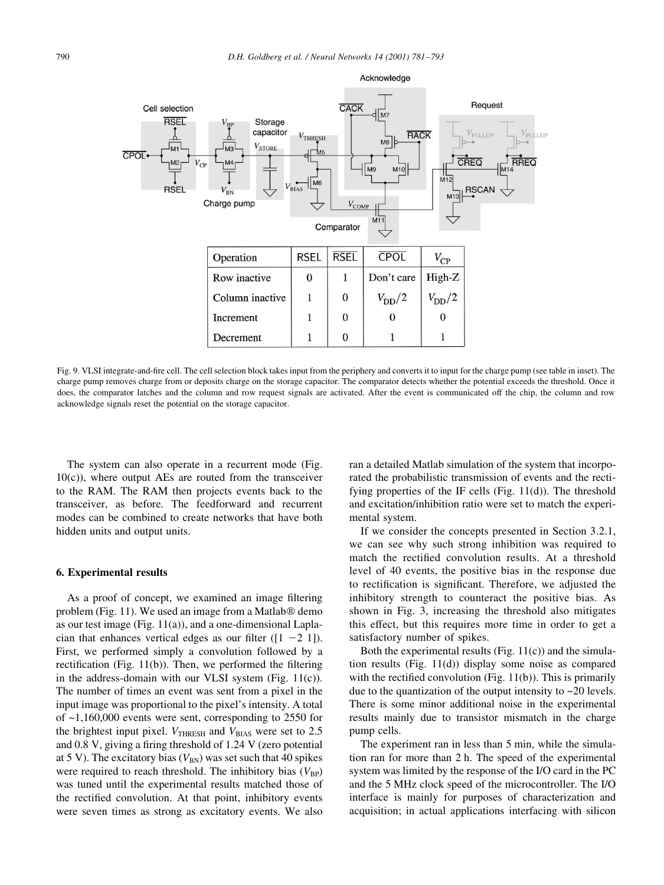| Operation | RSEL | $\overline{\text{RSEL}}$ | $\overline{\text{CPOL}}$ | $V_{\text{CP}}$ |
|---|---|---|---|---|
| Row inactive | 0 | 1 | Don't care | High-Z |
| Column inactive | 1 | 0 | $V_{\text{DD}}/2$ | $V_{\text{DD}}/2$ |
| Increment | 1 | 0 | 0 | 0 |
| Decrement | 1 | 0 | 1 | 1 |

Fig. 9. VLSI integrate-and-fire cell. The cell selection block takes input from the periphery and converts it to input for the charge pump (see table in inset). The charge pump removes charge from or deposits charge on the storage capacitor. The comparator detects whether the potential exceeds the threshold. Once it does, the comparator latches and the column and row request signals are activated. After the event is communicated off the chip, the column and row acknowledge signals reset the potential on the storage capacitor.

The system can also operate in a recurrent mode (Fig. 10(c)), where output AEs are routed from the transceiver to the RAM. The RAM then projects events back to the transceiver, as before. The feedforward and recurrent modes can be combined to create networks that have both hidden units and output units.

## 6. Experimental results

As a proof of concept, we examined an image filtering problem (Fig. 11). We used an image from a Matlab® demo as our test image (Fig. 11(a)), and a one-dimensional Laplacian that enhances vertical edges as our filter ([1 −2 1]). First, we performed simply a convolution followed by a rectification (Fig. 11(b)). Then, we performed the filtering in the address-domain with our VLSI system (Fig. 11(c)). The number of times an event was sent from a pixel in the input image was proportional to the pixel's intensity. A total of ~1,160,000 events were sent, corresponding to 2550 for the brightest input pixel. $V_{\text{THRESH}}$ and $V_{\text{BIAS}}$ were set to 2.5 and 0.8 V, giving a firing threshold of 1.24 V (zero potential at 5 V). The excitatory bias ($V_{\text{BN}}$) was set such that 40 spikes were required to reach threshold. The inhibitory bias ($V_{\text{BP}}$) was tuned until the experimental results matched those of the rectified convolution. At that point, inhibitory events were seven times as strong as excitatory events. We also ran a detailed Matlab simulation of the system that incorporated the probabilistic transmission of events and the rectifying properties of the IF cells (Fig. 11(d)). The threshold and excitation/inhibition ratio were set to match the experimental system.

If we consider the concepts presented in Section 3.2.1, we can see why such strong inhibition was required to match the rectified convolution results. At a threshold level of 40 events, the positive bias in the response due to rectification is significant. Therefore, we adjusted the inhibitory strength to counteract the positive bias. As shown in Fig. 3, increasing the threshold also mitigates this effect, but this requires more time in order to get a satisfactory number of spikes.

Both the experimental results (Fig. 11(c)) and the simulation results (Fig. 11(d)) display some noise as compared with the rectified convolution (Fig. 11(b)). This is primarily due to the quantization of the output intensity to ~20 levels. There is some minor additional noise in the experimental results mainly due to transistor mismatch in the charge pump cells.

The experiment ran in less than 5 min, while the simulation ran for more than 2 h. The speed of the experimental system was limited by the response of the I/O card in the PC and the 5 MHz clock speed of the microcontroller. The I/O interface is mainly for purposes of characterization and acquisition; in actual applications interfacing with silicon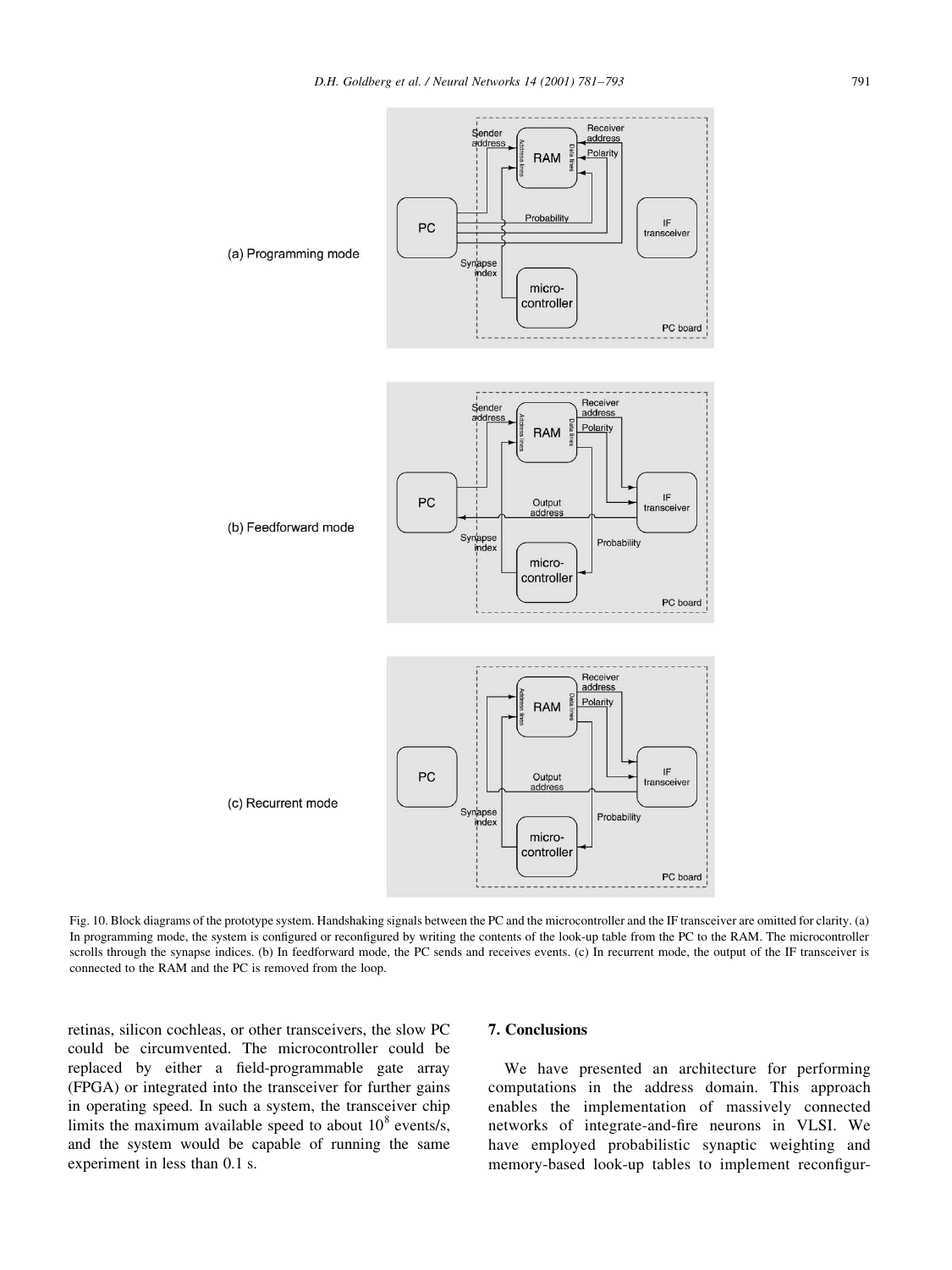Fig. 10. Block diagrams of the prototype system. Handshaking signals between the PC and the microcontroller and the IF transceiver are omitted for clarity. (a) In programming mode, the system is configured or reconfigured by writing the contents of the look-up table from the PC to the RAM. The microcontroller scrolls through the synapse indices. (b) In feedforward mode, the PC sends and receives events. (c) In recurrent mode, the output of the IF transceiver is connected to the RAM and the PC is removed from the loop.

retinas, silicon cochleas, or other transceivers, the slow PC could be circumvented. The microcontroller could be replaced by either a field-programmable gate array (FPGA) or integrated into the transceiver for further gains in operating speed. In such a system, the transceiver chip limits the maximum available speed to about $10^8$ events/s, and the system would be capable of running the same experiment in less than 0.1 s.

## 7. Conclusions

We have presented an architecture for performing computations in the address domain. This approach enables the implementation of massively connected networks of integrate-and-fire neurons in VLSI. We have employed probabilistic synaptic weighting and memory-based look-up tables to implement reconfigur-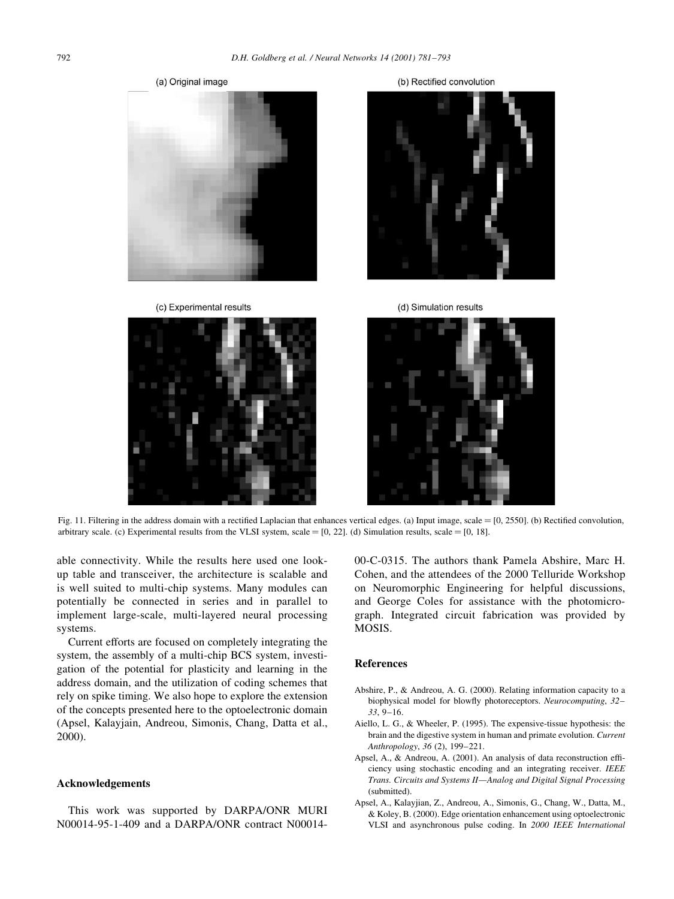Fig. 11. Filtering in the address domain with a rectified Laplacian that enhances vertical edges. (a) Input image, scale = [0, 2550]. (b) Rectified convolution, arbitrary scale. (c) Experimental results from the VLSI system, scale = [0, 22]. (d) Simulation results, scale = [0, 18].

able connectivity. While the results here used one look-up table and transceiver, the architecture is scalable and is well suited to multi-chip systems. Many modules can potentially be connected in series and in parallel to implement large-scale, multi-layered neural processing systems.

Current efforts are focused on completely integrating the system, the assembly of a multi-chip BCS system, investigation of the potential for plasticity and learning in the address domain, and the utilization of coding schemes that rely on spike timing. We also hope to explore the extension of the concepts presented here to the optoelectronic domain (Apsel, Kalayjain, Andreou, Simonis, Chang, Datta et al., 2000).

## Acknowledgements

This work was supported by DARPA/ONR MURI N00014-95-1-409 and a DARPA/ONR contract N00014-00-C-0315. The authors thank Pamela Abshire, Marc H. Cohen, and the attendees of the 2000 Telluride Workshop on Neuromorphic Engineering for helpful discussions, and George Coles for assistance with the photomicrograph. Integrated circuit fabrication was provided by MOSIS.

## References

Abshire, P., & Andreou, A. G. (2000). Relating information capacity to a biophysical model for blowfly photoreceptors. *Neurocomputing*, *32–33*, 9–16.

Aiello, L. G., & Wheeler, P. (1995). The expensive-tissue hypothesis: the brain and the digestive system in human and primate evolution. *Current Anthropology*, *36* (2), 199–221.

Apsel, A., & Andreou, A. (2001). An analysis of data reconstruction efficiency using stochastic encoding and an integrating receiver. *IEEE Trans. Circuits and Systems II—Analog and Digital Signal Processing* (submitted).

Apsel, A., Kalayjian, Z., Andreou, A., Simonis, G., Chang, W., Datta, M., & Koley, B. (2000). Edge orientation enhancement using optoelectronic VLSI and asynchronous pulse coding. In *2000 IEEE International*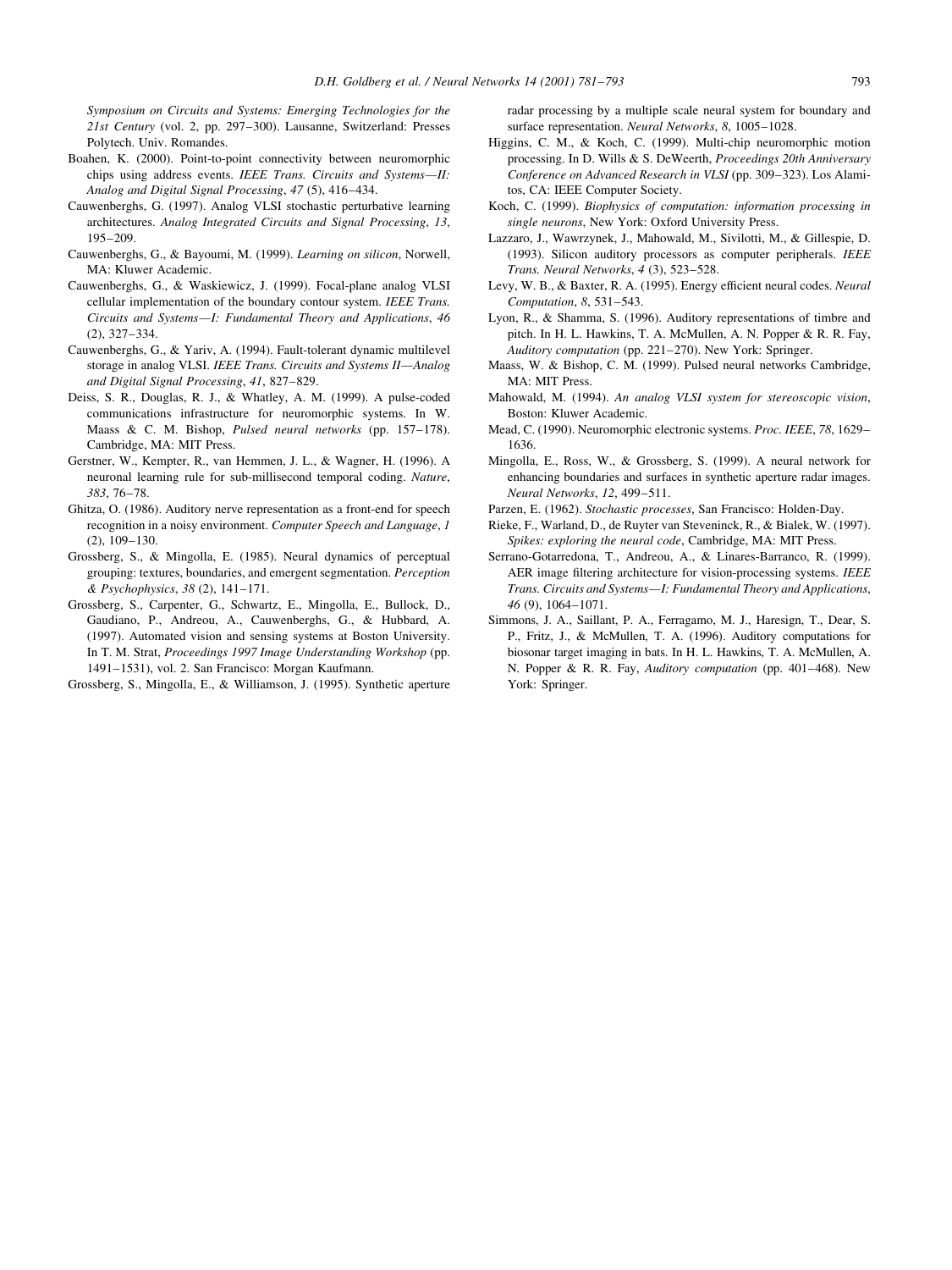*Symposium on Circuits and Systems: Emerging Technologies for the 21st Century* (vol. 2, pp. 297–300). Lausanne, Switzerland: Presses Polytech. Univ. Romandes.

Boahen, K. (2000). Point-to-point connectivity between neuromorphic chips using address events. *IEEE Trans. Circuits and Systems—II: Analog and Digital Signal Processing*, *47* (5), 416–434.

Cauwenberghs, G. (1997). Analog VLSI stochastic perturbative learning architectures. *Analog Integrated Circuits and Signal Processing*, *13*, 195–209.

Cauwenberghs, G., & Bayoumi, M. (1999). *Learning on silicon*, Norwell, MA: Kluwer Academic.

Cauwenberghs, G., & Waskiewicz, J. (1999). Focal-plane analog VLSI cellular implementation of the boundary contour system. *IEEE Trans. Circuits and Systems—I: Fundamental Theory and Applications*, *46* (2), 327–334.

Cauwenberghs, G., & Yariv, A. (1994). Fault-tolerant dynamic multilevel storage in analog VLSI. *IEEE Trans. Circuits and Systems II—Analog and Digital Signal Processing*, *41*, 827–829.

Deiss, S. R., Douglas, R. J., & Whatley, A. M. (1999). A pulse-coded communications infrastructure for neuromorphic systems. In W. Maass & C. M. Bishop, *Pulsed neural networks* (pp. 157–178). Cambridge, MA: MIT Press.

Gerstner, W., Kempter, R., van Hemmen, J. L., & Wagner, H. (1996). A neuronal learning rule for sub-millisecond temporal coding. *Nature*, *383*, 76–78.

Ghitza, O. (1986). Auditory nerve representation as a front-end for speech recognition in a noisy environment. *Computer Speech and Language*, *1* (2), 109–130.

Grossberg, S., & Mingolla, E. (1985). Neural dynamics of perceptual grouping: textures, boundaries, and emergent segmentation. *Perception & Psychophysics*, *38* (2), 141–171.

Grossberg, S., Carpenter, G., Schwartz, E., Mingolla, E., Bullock, D., Gaudiano, P., Andreou, A., Cauwenberghs, G., & Hubbard, A. (1997). Automated vision and sensing systems at Boston University. In T. M. Strat, *Proceedings 1997 Image Understanding Workshop* (pp. 1491–1531), vol. 2. San Francisco: Morgan Kaufmann.

Grossberg, S., Mingolla, E., & Williamson, J. (1995). Synthetic aperture radar processing by a multiple scale neural system for boundary and surface representation. *Neural Networks*, *8*, 1005–1028.

Higgins, C. M., & Koch, C. (1999). Multi-chip neuromorphic motion processing. In D. Wills & S. DeWeerth, *Proceedings 20th Anniversary Conference on Advanced Research in VLSI* (pp. 309–323). Los Alamitos, CA: IEEE Computer Society.

Koch, C. (1999). *Biophysics of computation: information processing in single neurons*, New York: Oxford University Press.

Lazzaro, J., Wawrzynek, J., Mahowald, M., Sivilotti, M., & Gillespie, D. (1993). Silicon auditory processors as computer peripherals. *IEEE Trans. Neural Networks*, *4* (3), 523–528.

Levy, W. B., & Baxter, R. A. (1995). Energy efficient neural codes. *Neural Computation*, *8*, 531–543.

Lyon, R., & Shamma, S. (1996). Auditory representations of timbre and pitch. In H. L. Hawkins, T. A. McMullen, A. N. Popper & R. R. Fay, *Auditory computation* (pp. 221–270). New York: Springer.

Maass, W. & Bishop, C. M. (1999). Pulsed neural networks Cambridge, MA: MIT Press.

Mahowald, M. (1994). *An analog VLSI system for stereoscopic vision*, Boston: Kluwer Academic.

Mead, C. (1990). Neuromorphic electronic systems. *Proc. IEEE*, *78*, 1629–1636.

Mingolla, E., Ross, W., & Grossberg, S. (1999). A neural network for enhancing boundaries and surfaces in synthetic aperture radar images. *Neural Networks*, *12*, 499–511.

Parzen, E. (1962). *Stochastic processes*, San Francisco: Holden-Day.

Rieke, F., Warland, D., de Ruyter van Steveninck, R., & Bialek, W. (1997). *Spikes: exploring the neural code*, Cambridge, MA: MIT Press.

Serrano-Gotarredona, T., Andreou, A., & Linares-Barranco, R. (1999). AER image filtering architecture for vision-processing systems. *IEEE Trans. Circuits and Systems—I: Fundamental Theory and Applications*, *46* (9), 1064–1071.

Simmons, J. A., Saillant, P. A., Ferragamo, M. J., Haresign, T., Dear, S. P., Fritz, J., & McMullen, T. A. (1996). Auditory computations for biosonar target imaging in bats. In H. L. Hawkins, T. A. McMullen, A. N. Popper & R. R. Fay, *Auditory computation* (pp. 401–468). New York: Springer.